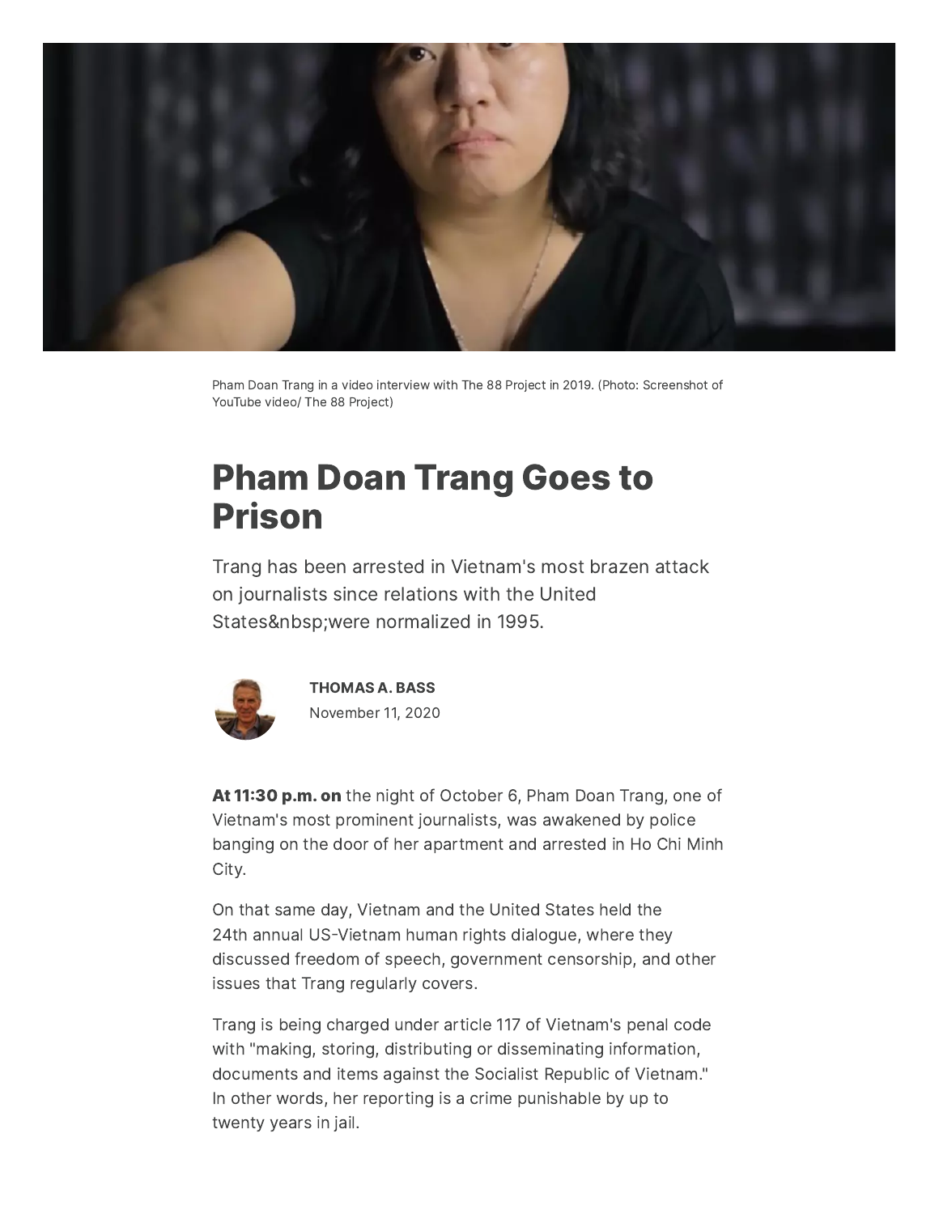Pham Doan Trang in a video interview with The 88 Project in 2019. (Photo: Screenshot of YouTube video/ The 88 Project)

# Pham Doan Trang Goes to Prison

Trang has been arrested in Vietnam's most brazen attack on journalists since relations with the United States&nbsp;were normalized in 1995.

**THOMAS A. BASS**

November 11, 2020

**At 11:30 p.m. on** the night of October 6, Pham Doan Trang, one of Vietnam's most prominent journalists, was awakened by police banging on the door of her apartment and arrested in Ho Chi Minh City.

On that same day, Vietnam and the United States held the 24th annual US-Vietnam human rights dialogue, where they discussed freedom of speech, government censorship, and other issues that Trang regularly covers.

Trang is being charged under article 117 of Vietnam's penal code with "making, storing, distributing or disseminating information, documents and items against the Socialist Republic of Vietnam." In other words, her reporting is a crime punishable by up to twenty years in jail.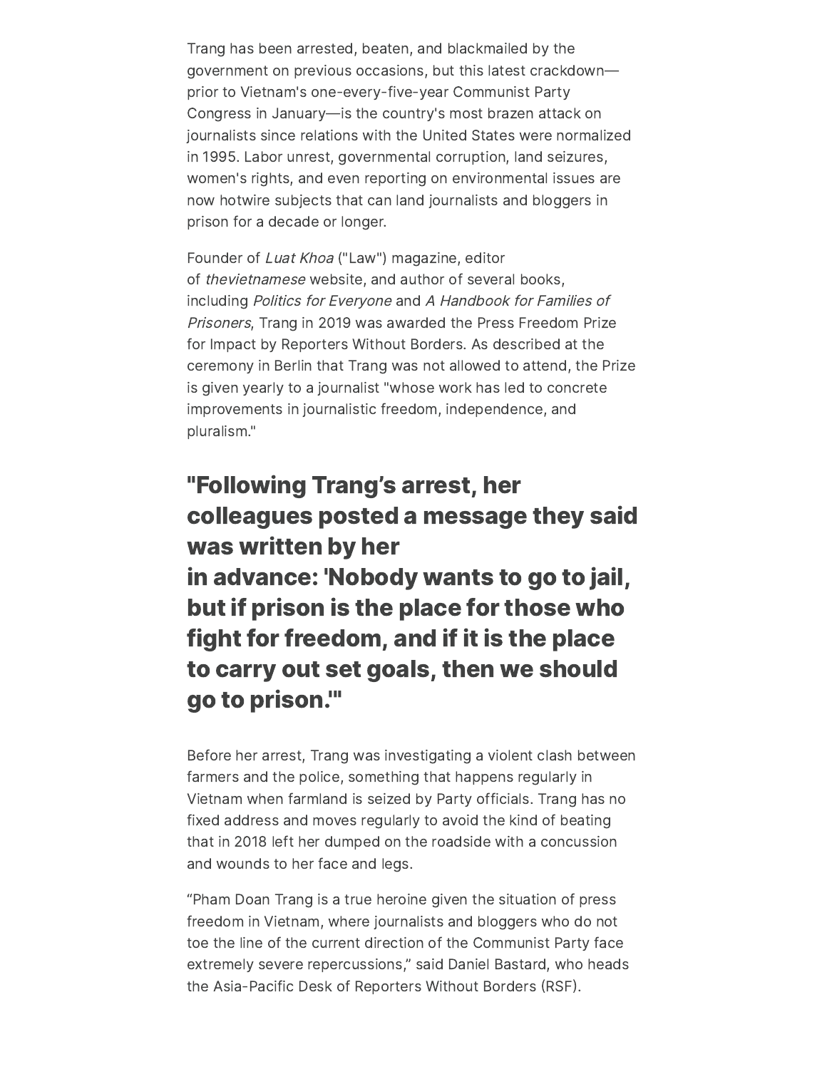Trang has been arrested, beaten, and blackmailed by the government on previous occasions, but this latest crackdown—prior to Vietnam's one-every-five-year Communist Party Congress in January—is the country's most brazen attack on journalists since relations with the United States were normalized in 1995. Labor unrest, governmental corruption, land seizures, women's rights, and even reporting on environmental issues are now hotwire subjects that can land journalists and bloggers in prison for a decade or longer.

Founder of *Luat Khoa* ("Law") magazine, editor of *thevietnamese* website, and author of several books, including *Politics for Everyone* and *A Handbook for Families of Prisoners*, Trang in 2019 was awarded the Press Freedom Prize for Impact by Reporters Without Borders. As described at the ceremony in Berlin that Trang was not allowed to attend, the Prize is given yearly to a journalist "whose work has led to concrete improvements in journalistic freedom, independence, and pluralism."

## "Following Trang's arrest, her colleagues posted a message they said was written by her in advance: 'Nobody wants to go to jail, but if prison is the place for those who fight for freedom, and if it is the place to carry out set goals, then we should go to prison.'"

Before her arrest, Trang was investigating a violent clash between farmers and the police, something that happens regularly in Vietnam when farmland is seized by Party officials. Trang has no fixed address and moves regularly to avoid the kind of beating that in 2018 left her dumped on the roadside with a concussion and wounds to her face and legs.

"Pham Doan Trang is a true heroine given the situation of press freedom in Vietnam, where journalists and bloggers who do not toe the line of the current direction of the Communist Party face extremely severe repercussions," said Daniel Bastard, who heads the Asia-Pacific Desk of Reporters Without Borders (RSF).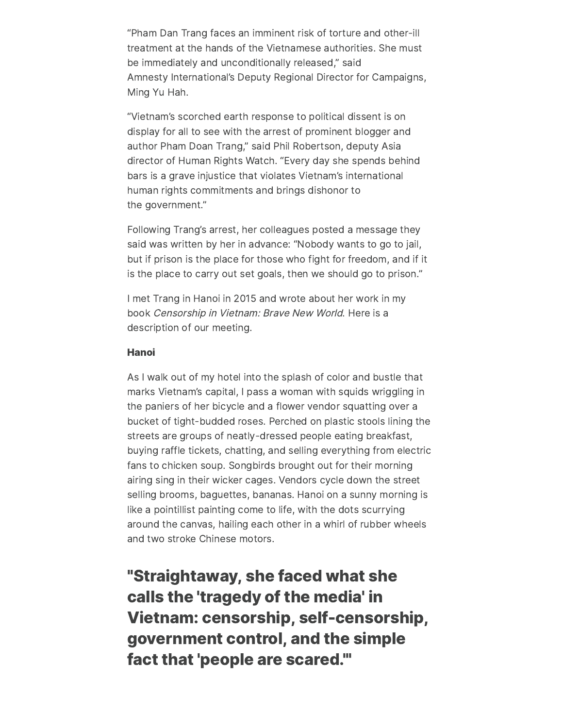"Pham Dan Trang faces an imminent risk of torture and other-ill treatment at the hands of the Vietnamese authorities. She must be immediately and unconditionally released," said Amnesty International's Deputy Regional Director for Campaigns, Ming Yu Hah.

"Vietnam's scorched earth response to political dissent is on display for all to see with the arrest of prominent blogger and author Pham Doan Trang," said Phil Robertson, deputy Asia director of Human Rights Watch. "Every day she spends behind bars is a grave injustice that violates Vietnam's international human rights commitments and brings dishonor to the government."

Following Trang's arrest, her colleagues posted a message they said was written by her in advance: "Nobody wants to go to jail, but if prison is the place for those who fight for freedom, and if it is the place to carry out set goals, then we should go to prison."

I met Trang in Hanoi in 2015 and wrote about her work in my book *Censorship in Vietnam: Brave New World*. Here is a description of our meeting.

**Hanoi**

As I walk out of my hotel into the splash of color and bustle that marks Vietnam's capital, I pass a woman with squids wriggling in the paniers of her bicycle and a flower vendor squatting over a bucket of tight-budded roses. Perched on plastic stools lining the streets are groups of neatly-dressed people eating breakfast, buying raffle tickets, chatting, and selling everything from electric fans to chicken soup. Songbirds brought out for their morning airing sing in their wicker cages. Vendors cycle down the street selling brooms, baguettes, bananas. Hanoi on a sunny morning is like a pointillist painting come to life, with the dots scurrying around the canvas, hailing each other in a whirl of rubber wheels and two stroke Chinese motors.

## "Straightaway, she faced what she calls the 'tragedy of the media' in Vietnam: censorship, self-censorship, government control, and the simple fact that 'people are scared.'"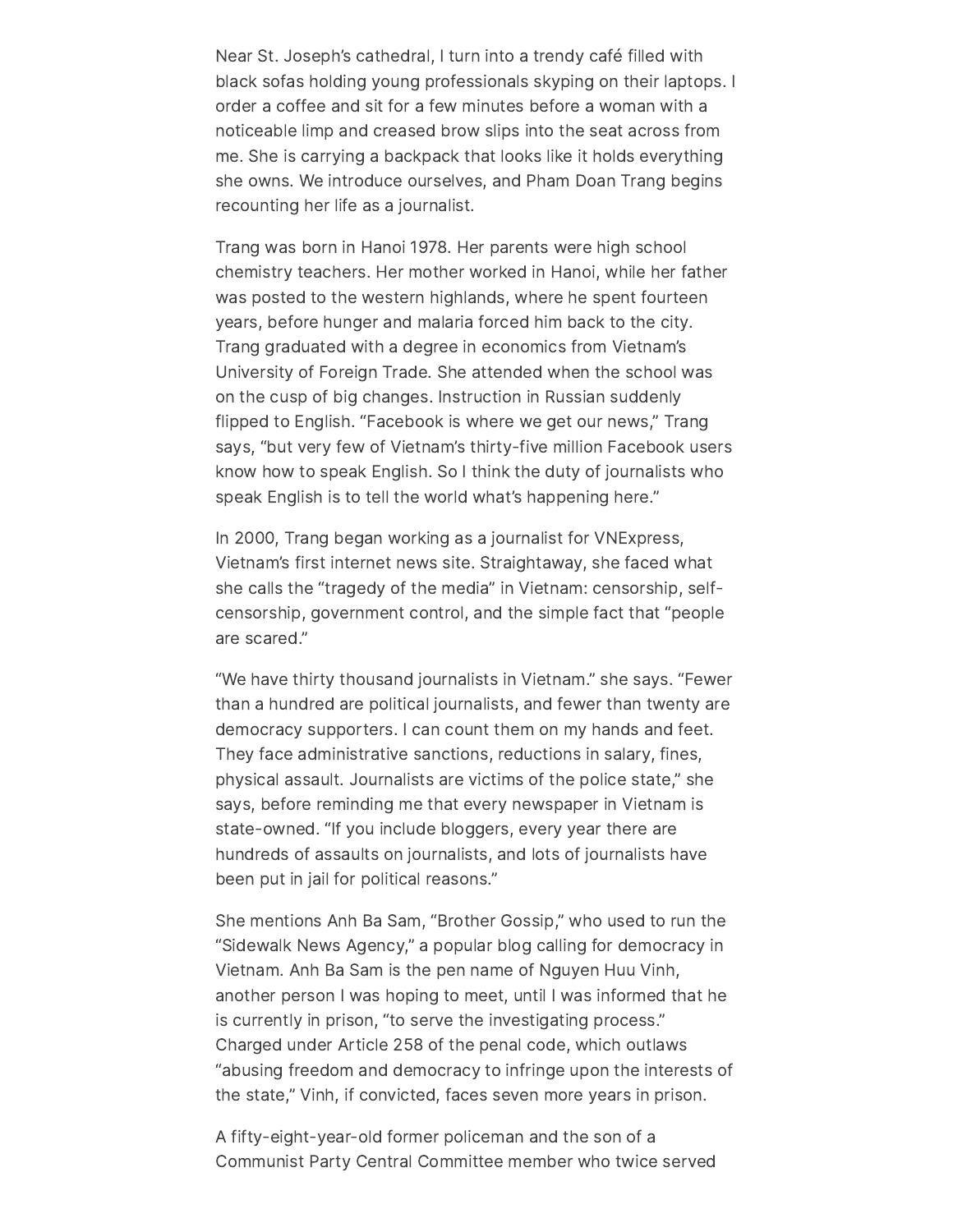Near St. Joseph's cathedral, I turn into a trendy café filled with black sofas holding young professionals skyping on their laptops. I order a coffee and sit for a few minutes before a woman with a noticeable limp and creased brow slips into the seat across from me. She is carrying a backpack that looks like it holds everything she owns. We introduce ourselves, and Pham Doan Trang begins recounting her life as a journalist.

Trang was born in Hanoi 1978. Her parents were high school chemistry teachers. Her mother worked in Hanoi, while her father was posted to the western highlands, where he spent fourteen years, before hunger and malaria forced him back to the city. Trang graduated with a degree in economics from Vietnam's University of Foreign Trade. She attended when the school was on the cusp of big changes. Instruction in Russian suddenly flipped to English. "Facebook is where we get our news," Trang says, "but very few of Vietnam's thirty-five million Facebook users know how to speak English. So I think the duty of journalists who speak English is to tell the world what's happening here."

In 2000, Trang began working as a journalist for VNExpress, Vietnam's first internet news site. Straightaway, she faced what she calls the "tragedy of the media" in Vietnam: censorship, self-censorship, government control, and the simple fact that "people are scared."

"We have thirty thousand journalists in Vietnam." she says. "Fewer than a hundred are political journalists, and fewer than twenty are democracy supporters. I can count them on my hands and feet. They face administrative sanctions, reductions in salary, fines, physical assault. Journalists are victims of the police state," she says, before reminding me that every newspaper in Vietnam is state-owned. "If you include bloggers, every year there are hundreds of assaults on journalists, and lots of journalists have been put in jail for political reasons."

She mentions Anh Ba Sam, "Brother Gossip," who used to run the "Sidewalk News Agency," a popular blog calling for democracy in Vietnam. Anh Ba Sam is the pen name of Nguyen Huu Vinh, another person I was hoping to meet, until I was informed that he is currently in prison, "to serve the investigating process." Charged under Article 258 of the penal code, which outlaws "abusing freedom and democracy to infringe upon the interests of the state," Vinh, if convicted, faces seven more years in prison.

A fifty-eight-year-old former policeman and the son of a Communist Party Central Committee member who twice served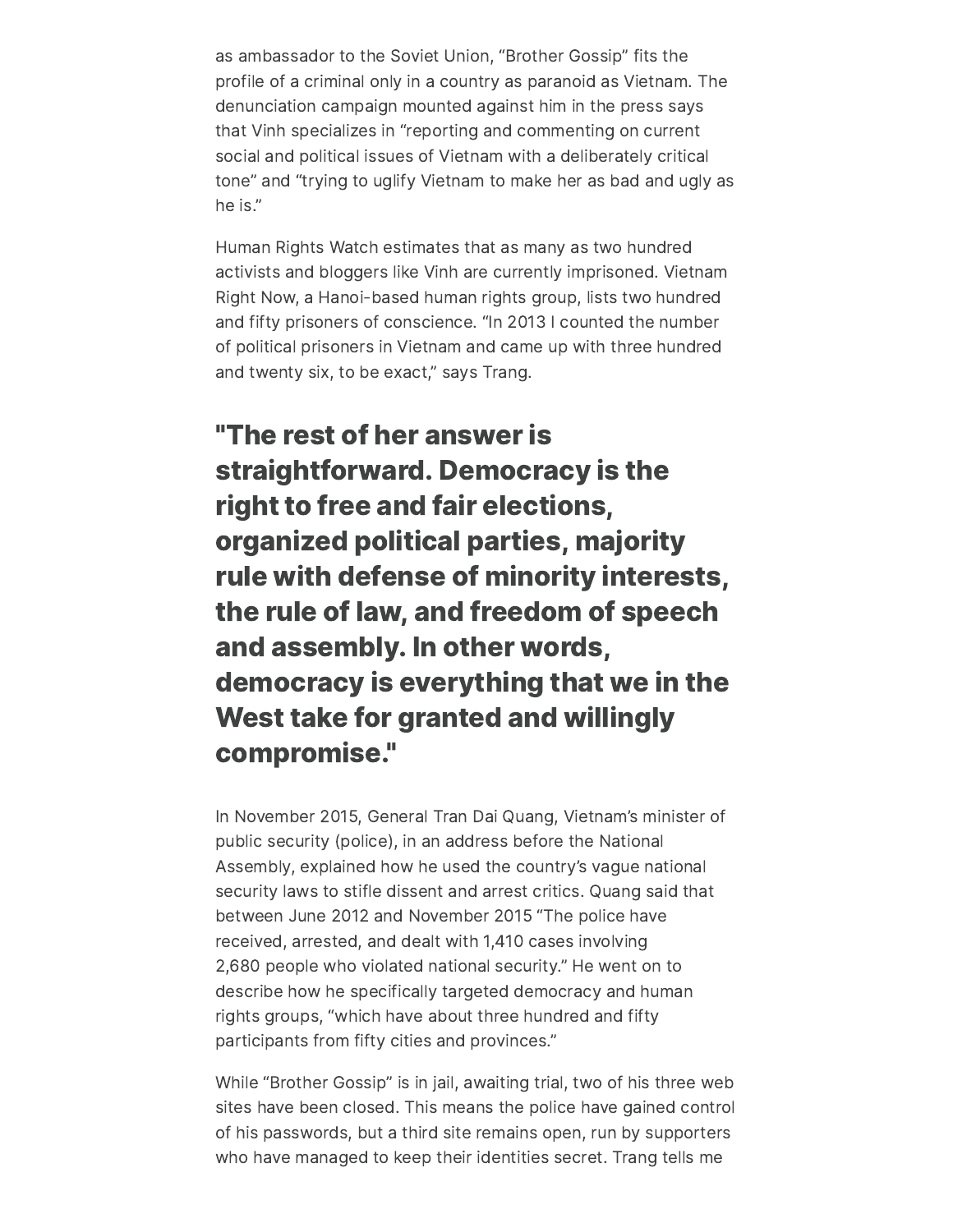as ambassador to the Soviet Union, “Brother Gossip” fits the profile of a criminal only in a country as paranoid as Vietnam. The denunciation campaign mounted against him in the press says that Vinh specializes in “reporting and commenting on current social and political issues of Vietnam with a deliberately critical tone” and “trying to uglify Vietnam to make her as bad and ugly as he is.”

Human Rights Watch estimates that as many as two hundred activists and bloggers like Vinh are currently imprisoned. Vietnam Right Now, a Hanoi-based human rights group, lists two hundred and fifty prisoners of conscience. “In 2013 I counted the number of political prisoners in Vietnam and came up with three hundred and twenty six, to be exact,” says Trang.

**"The rest of her answer is straightforward. Democracy is the right to free and fair elections, organized political parties, majority rule with defense of minority interests, the rule of law, and freedom of speech and assembly. In other words, democracy is everything that we in the West take for granted and willingly compromise."**

In November 2015, General Tran Dai Quang, Vietnam’s minister of public security (police), in an address before the National Assembly, explained how he used the country’s vague national security laws to stifle dissent and arrest critics. Quang said that between June 2012 and November 2015 “The police have received, arrested, and dealt with 1,410 cases involving 2,680 people who violated national security.” He went on to describe how he specifically targeted democracy and human rights groups, “which have about three hundred and fifty participants from fifty cities and provinces.”

While “Brother Gossip” is in jail, awaiting trial, two of his three web sites have been closed. This means the police have gained control of his passwords, but a third site remains open, run by supporters who have managed to keep their identities secret. Trang tells me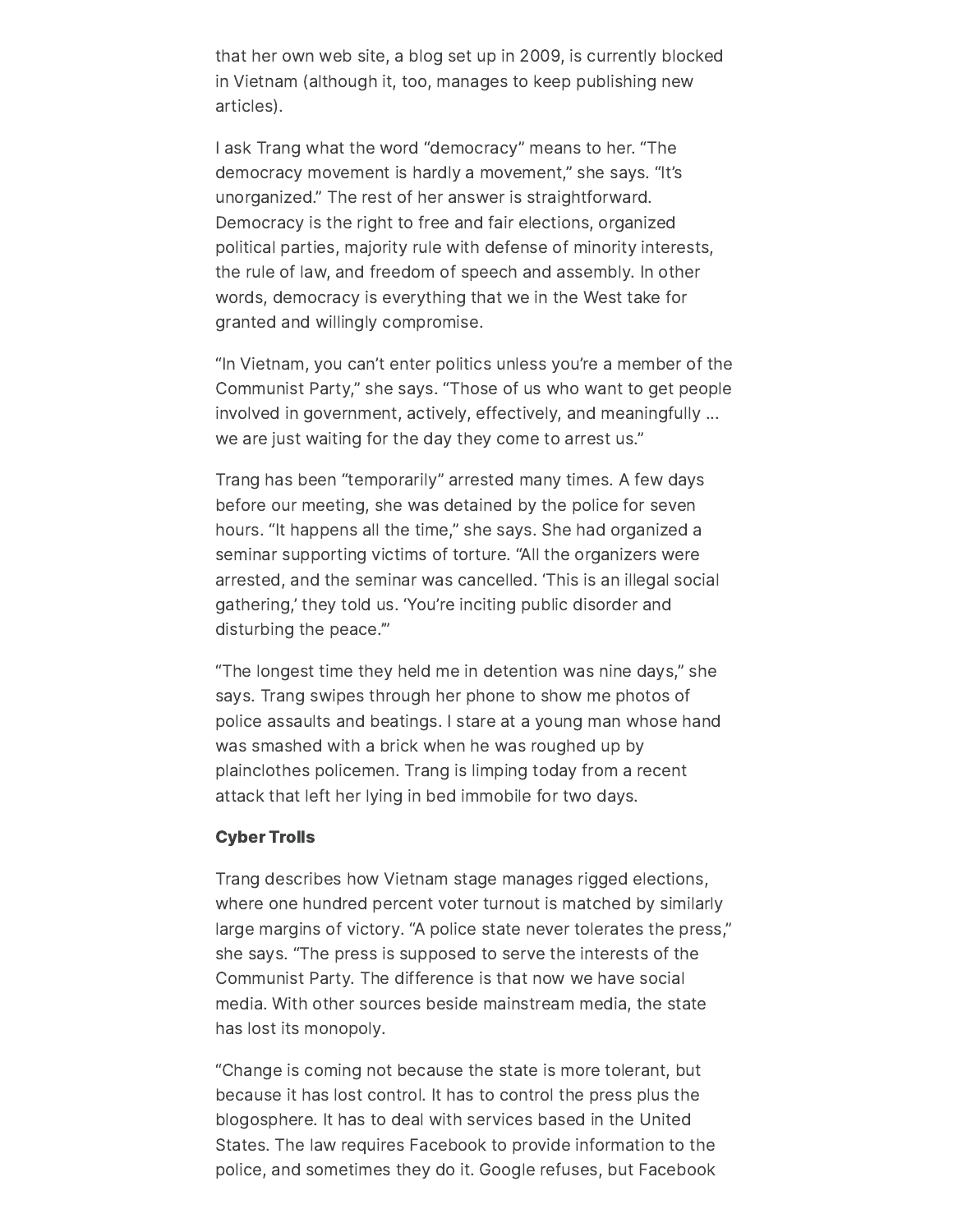that her own web site, a blog set up in 2009, is currently blocked in Vietnam (although it, too, manages to keep publishing new articles).

I ask Trang what the word "democracy" means to her. "The democracy movement is hardly a movement," she says. "It's unorganized." The rest of her answer is straightforward. Democracy is the right to free and fair elections, organized political parties, majority rule with defense of minority interests, the rule of law, and freedom of speech and assembly. In other words, democracy is everything that we in the West take for granted and willingly compromise.

"In Vietnam, you can't enter politics unless you're a member of the Communist Party," she says. "Those of us who want to get people involved in government, actively, effectively, and meaningfully … we are just waiting for the day they come to arrest us."

Trang has been "temporarily" arrested many times. A few days before our meeting, she was detained by the police for seven hours. "It happens all the time," she says. She had organized a seminar supporting victims of torture. "All the organizers were arrested, and the seminar was cancelled. 'This is an illegal social gathering,' they told us. 'You're inciting public disorder and disturbing the peace.'"

"The longest time they held me in detention was nine days," she says. Trang swipes through her phone to show me photos of police assaults and beatings. I stare at a young man whose hand was smashed with a brick when he was roughed up by plainclothes policemen. Trang is limping today from a recent attack that left her lying in bed immobile for two days.

**Cyber Trolls**

Trang describes how Vietnam stage manages rigged elections, where one hundred percent voter turnout is matched by similarly large margins of victory. "A police state never tolerates the press," she says. "The press is supposed to serve the interests of the Communist Party. The difference is that now we have social media. With other sources beside mainstream media, the state has lost its monopoly.

"Change is coming not because the state is more tolerant, but because it has lost control. It has to control the press plus the blogosphere. It has to deal with services based in the United States. The law requires Facebook to provide information to the police, and sometimes they do it. Google refuses, but Facebook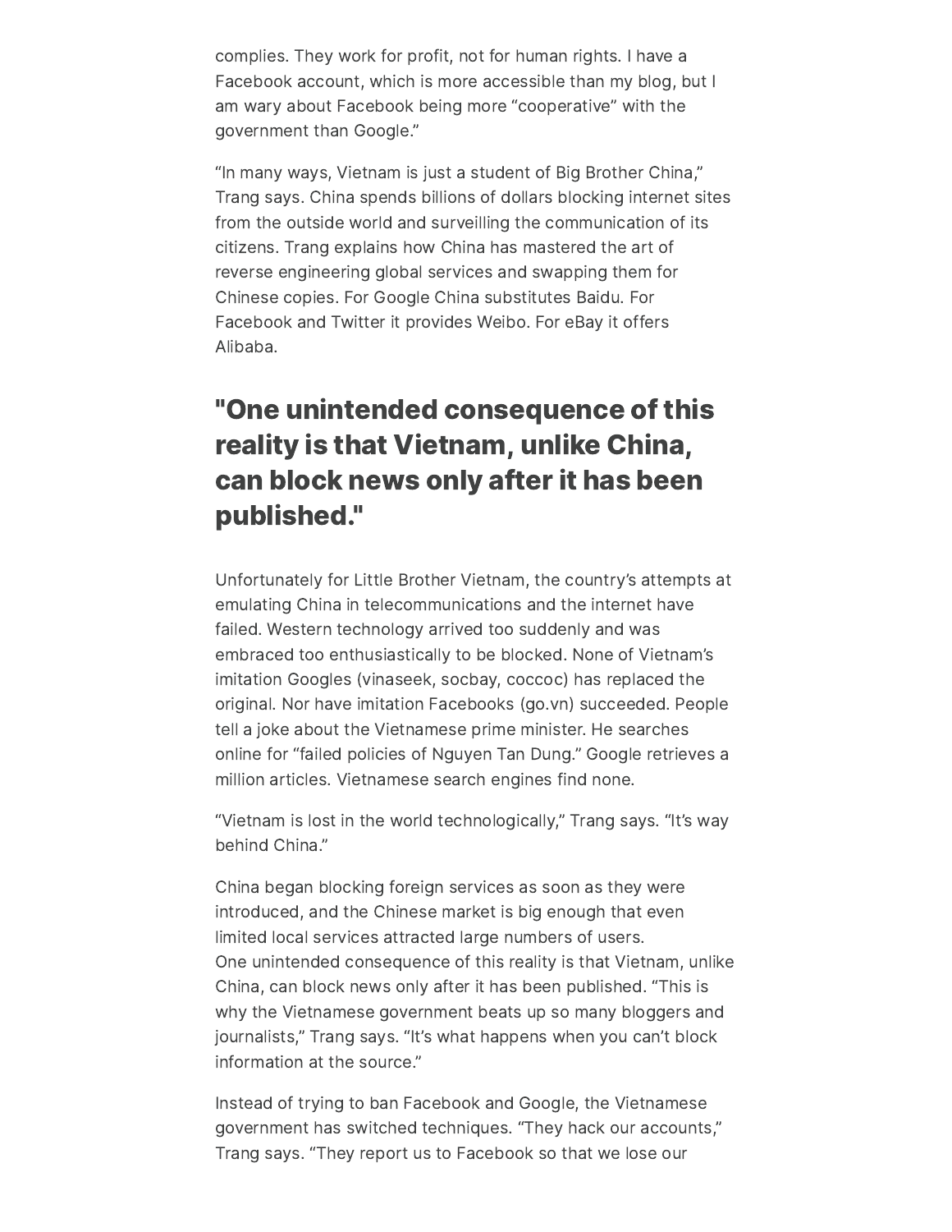complies. They work for profit, not for human rights. I have a Facebook account, which is more accessible than my blog, but I am wary about Facebook being more "cooperative" with the government than Google."

"In many ways, Vietnam is just a student of Big Brother China," Trang says. China spends billions of dollars blocking internet sites from the outside world and surveilling the communication of its citizens. Trang explains how China has mastered the art of reverse engineering global services and swapping them for Chinese copies. For Google China substitutes Baidu. For Facebook and Twitter it provides Weibo. For eBay it offers Alibaba.

## "One unintended consequence of this reality is that Vietnam, unlike China, can block news only after it has been published."

Unfortunately for Little Brother Vietnam, the country's attempts at emulating China in telecommunications and the internet have failed. Western technology arrived too suddenly and was embraced too enthusiastically to be blocked. None of Vietnam's imitation Googles (vinaseek, socbay, coccoc) has replaced the original. Nor have imitation Facebooks (go.vn) succeeded. People tell a joke about the Vietnamese prime minister. He searches online for "failed policies of Nguyen Tan Dung." Google retrieves a million articles. Vietnamese search engines find none.

"Vietnam is lost in the world technologically," Trang says. "It's way behind China."

China began blocking foreign services as soon as they were introduced, and the Chinese market is big enough that even limited local services attracted large numbers of users.
One unintended consequence of this reality is that Vietnam, unlike China, can block news only after it has been published. "This is why the Vietnamese government beats up so many bloggers and journalists," Trang says. "It's what happens when you can't block information at the source."

Instead of trying to ban Facebook and Google, the Vietnamese government has switched techniques. "They hack our accounts," Trang says. "They report us to Facebook so that we lose our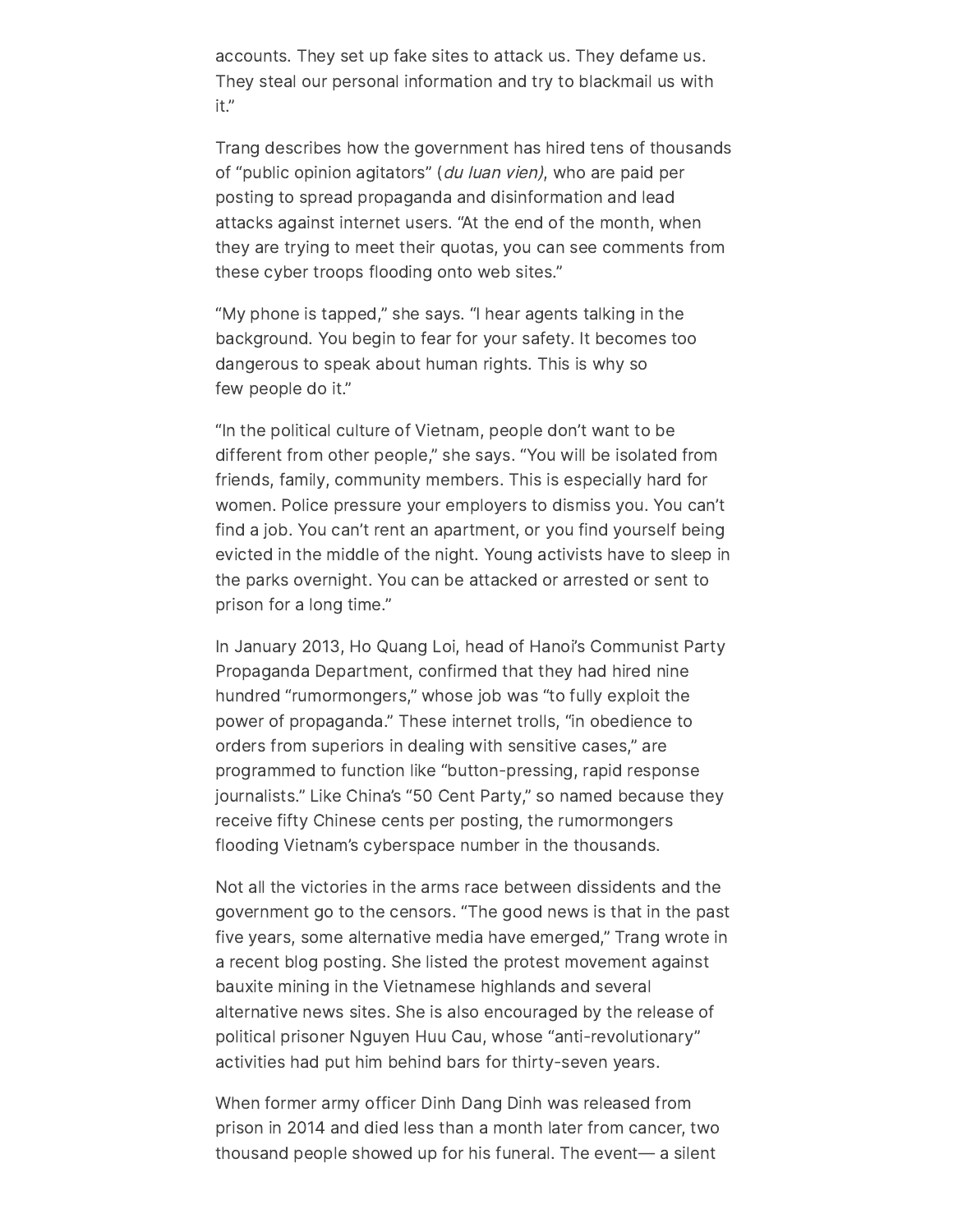accounts. They set up fake sites to attack us. They defame us. They steal our personal information and try to blackmail us with it."

Trang describes how the government has hired tens of thousands of "public opinion agitators" (*du luan vien)*, who are paid per posting to spread propaganda and disinformation and lead attacks against internet users. "At the end of the month, when they are trying to meet their quotas, you can see comments from these cyber troops flooding onto web sites."

"My phone is tapped," she says. "I hear agents talking in the background. You begin to fear for your safety. It becomes too dangerous to speak about human rights. This is why so few people do it."

"In the political culture of Vietnam, people don't want to be different from other people," she says. "You will be isolated from friends, family, community members. This is especially hard for women. Police pressure your employers to dismiss you. You can't find a job. You can't rent an apartment, or you find yourself being evicted in the middle of the night. Young activists have to sleep in the parks overnight. You can be attacked or arrested or sent to prison for a long time."

In January 2013, Ho Quang Loi, head of Hanoi's Communist Party Propaganda Department, confirmed that they had hired nine hundred "rumormongers," whose job was "to fully exploit the power of propaganda." These internet trolls, "in obedience to orders from superiors in dealing with sensitive cases," are programmed to function like "button-pressing, rapid response journalists." Like China's "50 Cent Party," so named because they receive fifty Chinese cents per posting, the rumormongers flooding Vietnam's cyberspace number in the thousands.

Not all the victories in the arms race between dissidents and the government go to the censors. "The good news is that in the past five years, some alternative media have emerged," Trang wrote in a recent blog posting. She listed the protest movement against bauxite mining in the Vietnamese highlands and several alternative news sites. She is also encouraged by the release of political prisoner Nguyen Huu Cau, whose "anti-revolutionary" activities had put him behind bars for thirty-seven years.

When former army officer Dinh Dang Dinh was released from prison in 2014 and died less than a month later from cancer, two thousand people showed up for his funeral. The event— a silent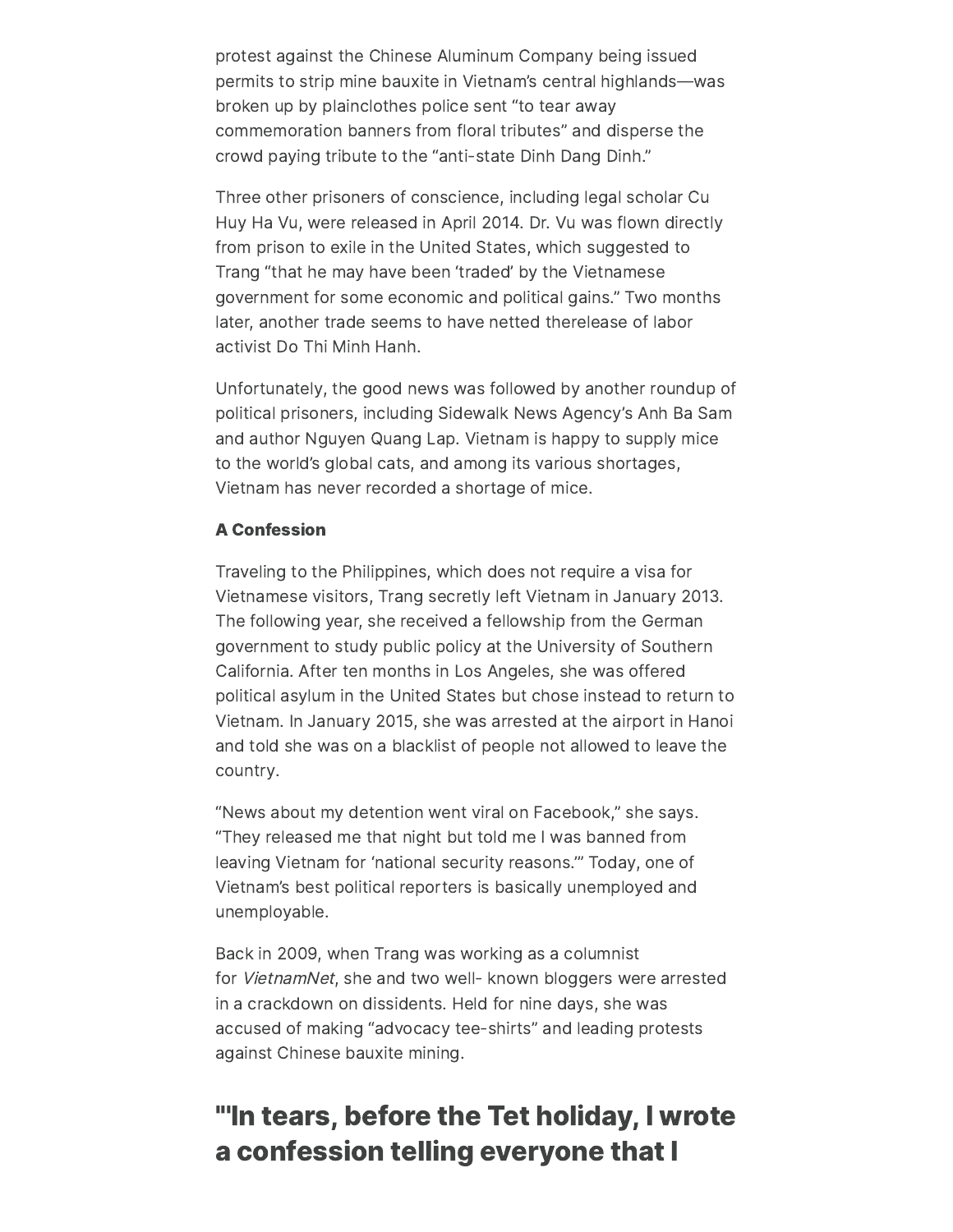protest against the Chinese Aluminum Company being issued permits to strip mine bauxite in Vietnam's central highlands—was broken up by plainclothes police sent "to tear away commemoration banners from floral tributes" and disperse the crowd paying tribute to the "anti-state Dinh Dang Dinh."

Three other prisoners of conscience, including legal scholar Cu Huy Ha Vu, were released in April 2014. Dr. Vu was flown directly from prison to exile in the United States, which suggested to Trang "that he may have been 'traded' by the Vietnamese government for some economic and political gains." Two months later, another trade seems to have netted therelease of labor activist Do Thi Minh Hanh.

Unfortunately, the good news was followed by another roundup of political prisoners, including Sidewalk News Agency's Anh Ba Sam and author Nguyen Quang Lap. Vietnam is happy to supply mice to the world's global cats, and among its various shortages, Vietnam has never recorded a shortage of mice.

**A Confession**

Traveling to the Philippines, which does not require a visa for Vietnamese visitors, Trang secretly left Vietnam in January 2013. The following year, she received a fellowship from the German government to study public policy at the University of Southern California. After ten months in Los Angeles, she was offered political asylum in the United States but chose instead to return to Vietnam. In January 2015, she was arrested at the airport in Hanoi and told she was on a blacklist of people not allowed to leave the country.

"News about my detention went viral on Facebook," she says. "They released me that night but told me I was banned from leaving Vietnam for 'national security reasons.'" Today, one of Vietnam's best political reporters is basically unemployed and unemployable.

Back in 2009, when Trang was working as a columnist for *VietnamNet*, she and two well- known bloggers were arrested in a crackdown on dissidents. Held for nine days, she was accused of making "advocacy tee-shirts" and leading protests against Chinese bauxite mining.

## "'In tears, before the Tet holiday, I wrote a confession telling everyone that I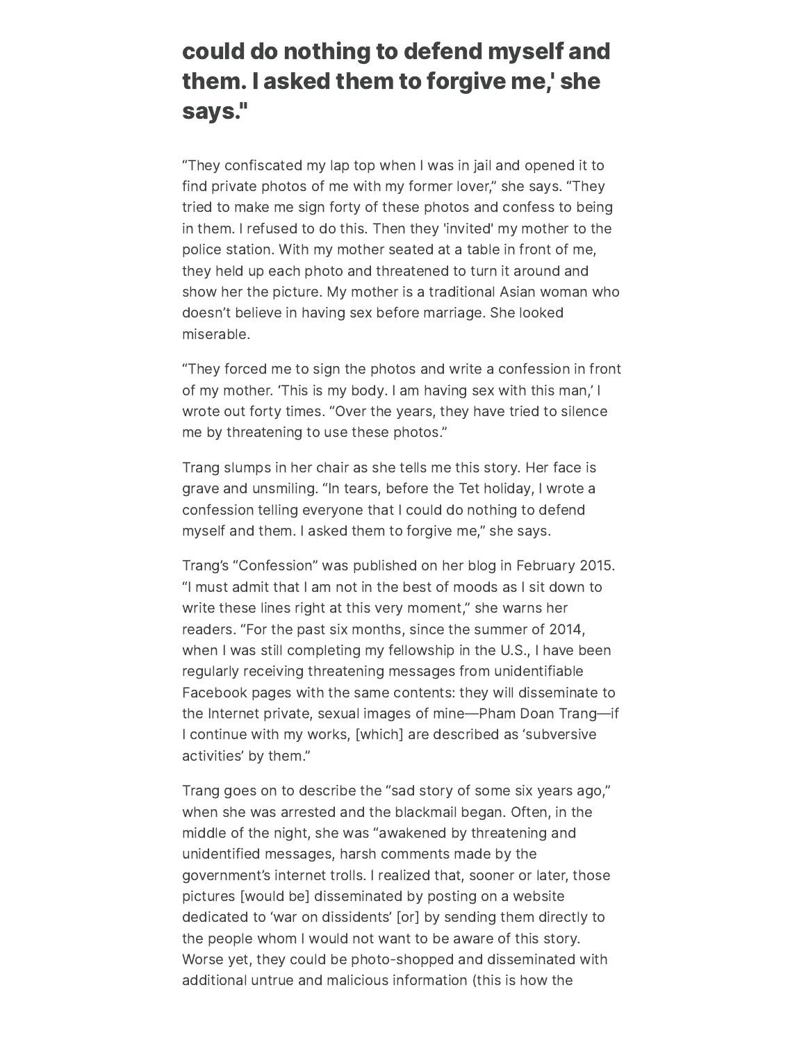## could do nothing to defend myself and them. I asked them to forgive me,' she says."

"They confiscated my lap top when I was in jail and opened it to find private photos of me with my former lover," she says. "They tried to make me sign forty of these photos and confess to being in them. I refused to do this. Then they 'invited' my mother to the police station. With my mother seated at a table in front of me, they held up each photo and threatened to turn it around and show her the picture. My mother is a traditional Asian woman who doesn't believe in having sex before marriage. She looked miserable.

"They forced me to sign the photos and write a confession in front of my mother. 'This is my body. I am having sex with this man,' I wrote out forty times. "Over the years, they have tried to silence me by threatening to use these photos."

Trang slumps in her chair as she tells me this story. Her face is grave and unsmiling. "In tears, before the Tet holiday, I wrote a confession telling everyone that I could do nothing to defend myself and them. I asked them to forgive me," she says.

Trang's "Confession" was published on her blog in February 2015. "I must admit that I am not in the best of moods as I sit down to write these lines right at this very moment," she warns her readers. "For the past six months, since the summer of 2014, when I was still completing my fellowship in the U.S., I have been regularly receiving threatening messages from unidentifiable Facebook pages with the same contents: they will disseminate to the Internet private, sexual images of mine—Pham Doan Trang—if I continue with my works, [which] are described as 'subversive activities' by them."

Trang goes on to describe the "sad story of some six years ago," when she was arrested and the blackmail began. Often, in the middle of the night, she was "awakened by threatening and unidentified messages, harsh comments made by the government's internet trolls. I realized that, sooner or later, those pictures [would be] disseminated by posting on a website dedicated to 'war on dissidents' [or] by sending them directly to the people whom I would not want to be aware of this story. Worse yet, they could be photo-shopped and disseminated with additional untrue and malicious information (this is how the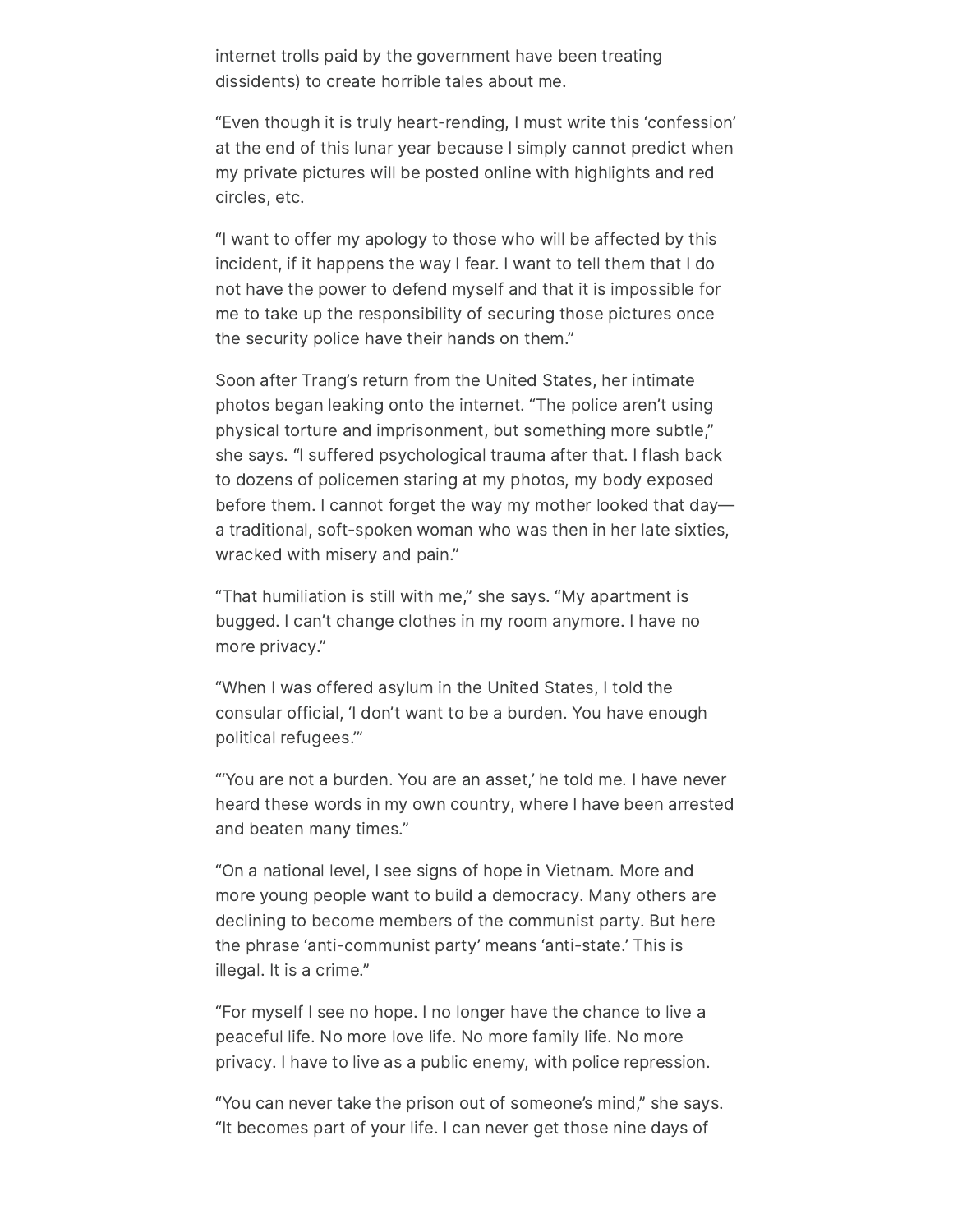internet trolls paid by the government have been treating dissidents) to create horrible tales about me.

"Even though it is truly heart-rending, I must write this 'confession' at the end of this lunar year because I simply cannot predict when my private pictures will be posted online with highlights and red circles, etc.

"I want to offer my apology to those who will be affected by this incident, if it happens the way I fear. I want to tell them that I do not have the power to defend myself and that it is impossible for me to take up the responsibility of securing those pictures once the security police have their hands on them."

Soon after Trang's return from the United States, her intimate photos began leaking onto the internet. "The police aren't using physical torture and imprisonment, but something more subtle," she says. "I suffered psychological trauma after that. I flash back to dozens of policemen staring at my photos, my body exposed before them. I cannot forget the way my mother looked that day—a traditional, soft-spoken woman who was then in her late sixties, wracked with misery and pain."

"That humiliation is still with me," she says. "My apartment is bugged. I can't change clothes in my room anymore. I have no more privacy."

"When I was offered asylum in the United States, I told the consular official, 'I don't want to be a burden. You have enough political refugees.'"

"'You are not a burden. You are an asset,' he told me. I have never heard these words in my own country, where I have been arrested and beaten many times."

"On a national level, I see signs of hope in Vietnam. More and more young people want to build a democracy. Many others are declining to become members of the communist party. But here the phrase 'anti-communist party' means 'anti-state.' This is illegal. It is a crime."

"For myself I see no hope. I no longer have the chance to live a peaceful life. No more love life. No more family life. No more privacy. I have to live as a public enemy, with police repression.

"You can never take the prison out of someone's mind," she says. "It becomes part of your life. I can never get those nine days of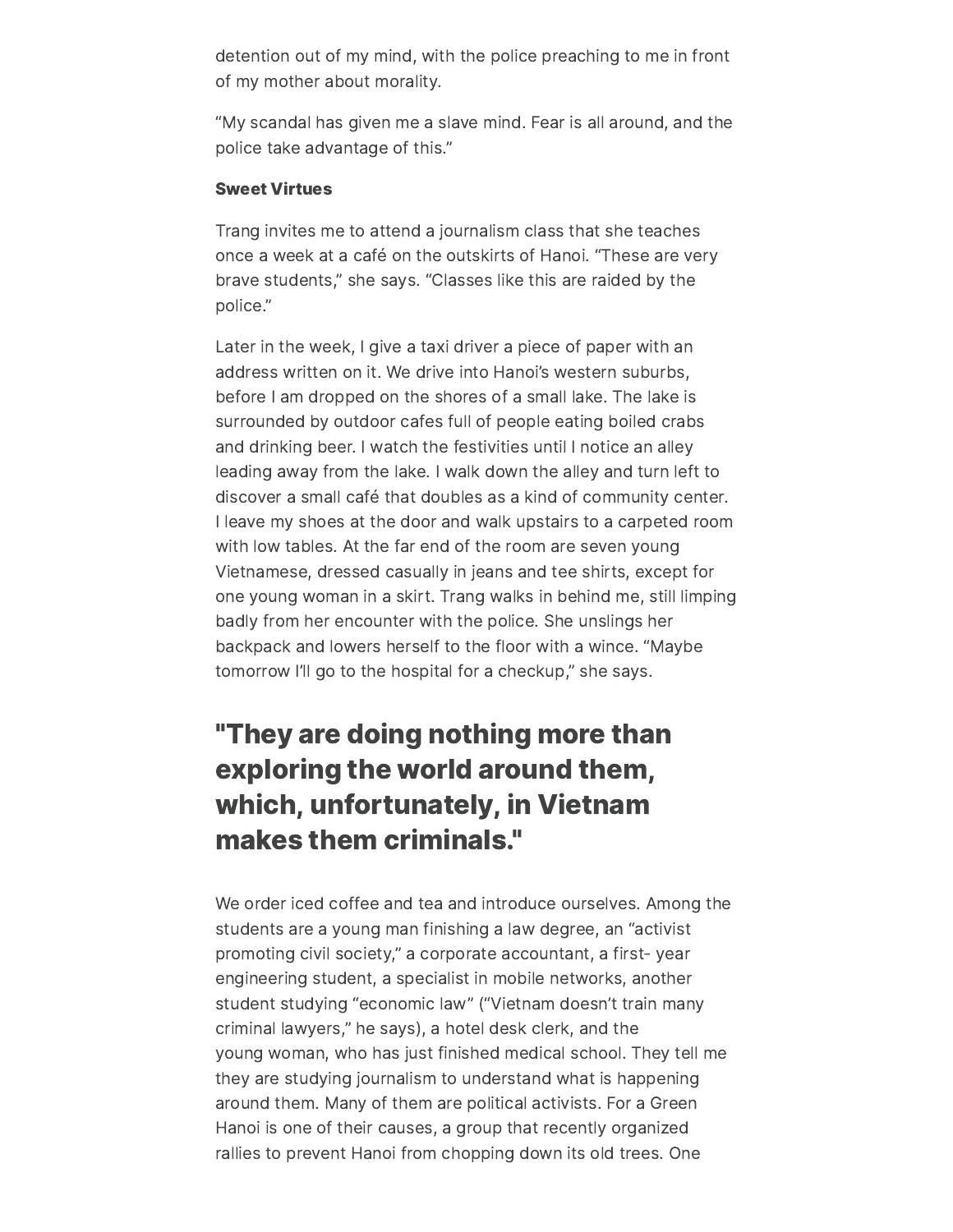detention out of my mind, with the police preaching to me in front of my mother about morality.

"My scandal has given me a slave mind. Fear is all around, and the police take advantage of this."

**Sweet Virtues**

Trang invites me to attend a journalism class that she teaches once a week at a café on the outskirts of Hanoi. "These are very brave students," she says. "Classes like this are raided by the police."

Later in the week, I give a taxi driver a piece of paper with an address written on it. We drive into Hanoi's western suburbs, before I am dropped on the shores of a small lake. The lake is surrounded by outdoor cafes full of people eating boiled crabs and drinking beer. I watch the festivities until I notice an alley leading away from the lake. I walk down the alley and turn left to discover a small café that doubles as a kind of community center. I leave my shoes at the door and walk upstairs to a carpeted room with low tables. At the far end of the room are seven young Vietnamese, dressed casually in jeans and tee shirts, except for one young woman in a skirt. Trang walks in behind me, still limping badly from her encounter with the police. She unslings her backpack and lowers herself to the floor with a wince. "Maybe tomorrow I'll go to the hospital for a checkup," she says.

## "They are doing nothing more than exploring the world around them, which, unfortunately, in Vietnam makes them criminals."

We order iced coffee and tea and introduce ourselves. Among the students are a young man finishing a law degree, an "activist promoting civil society," a corporate accountant, a first- year engineering student, a specialist in mobile networks, another student studying "economic law" ("Vietnam doesn't train many criminal lawyers," he says), a hotel desk clerk, and the young woman, who has just finished medical school. They tell me they are studying journalism to understand what is happening around them. Many of them are political activists. For a Green Hanoi is one of their causes, a group that recently organized rallies to prevent Hanoi from chopping down its old trees. One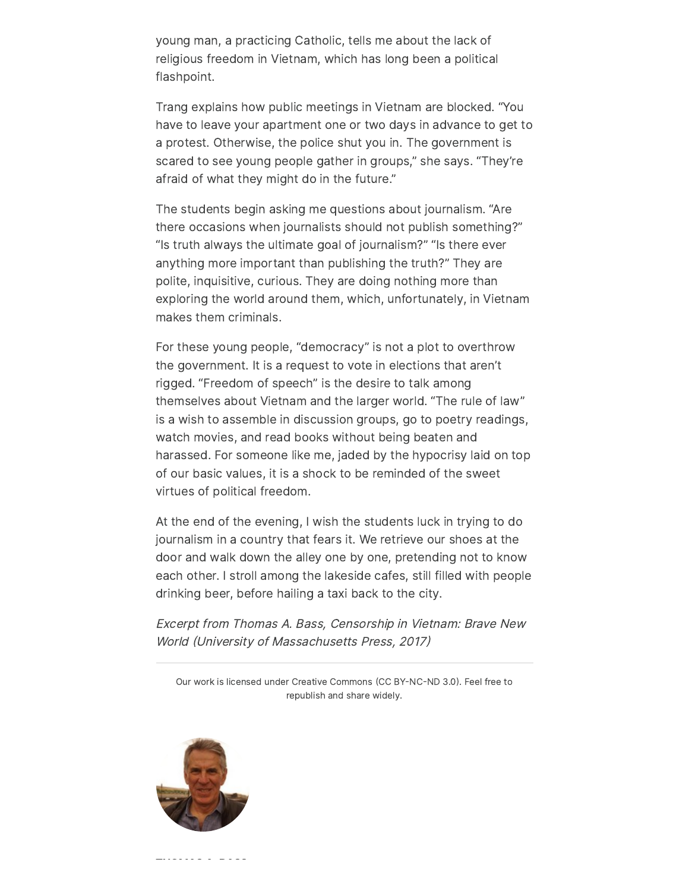young man, a practicing Catholic, tells me about the lack of religious freedom in Vietnam, which has long been a political flashpoint.

Trang explains how public meetings in Vietnam are blocked. "You have to leave your apartment one or two days in advance to get to a protest. Otherwise, the police shut you in. The government is scared to see young people gather in groups," she says. "They're afraid of what they might do in the future."

The students begin asking me questions about journalism. "Are there occasions when journalists should not publish something?" "Is truth always the ultimate goal of journalism?" "Is there ever anything more important than publishing the truth?" They are polite, inquisitive, curious. They are doing nothing more than exploring the world around them, which, unfortunately, in Vietnam makes them criminals.

For these young people, "democracy" is not a plot to overthrow the government. It is a request to vote in elections that aren't rigged. "Freedom of speech" is the desire to talk among themselves about Vietnam and the larger world. "The rule of law" is a wish to assemble in discussion groups, go to poetry readings, watch movies, and read books without being beaten and harassed. For someone like me, jaded by the hypocrisy laid on top of our basic values, it is a shock to be reminded of the sweet virtues of political freedom.

At the end of the evening, I wish the students luck in trying to do journalism in a country that fears it. We retrieve our shoes at the door and walk down the alley one by one, pretending not to know each other. I stroll among the lakeside cafes, still filled with people drinking beer, before hailing a taxi back to the city.

*Excerpt from Thomas A. Bass, Censorship in Vietnam: Brave New World (University of Massachusetts Press, 2017)*

---

Our work is licensed under Creative Commons (CC BY-NC-ND 3.0). Feel free to republish and share widely.